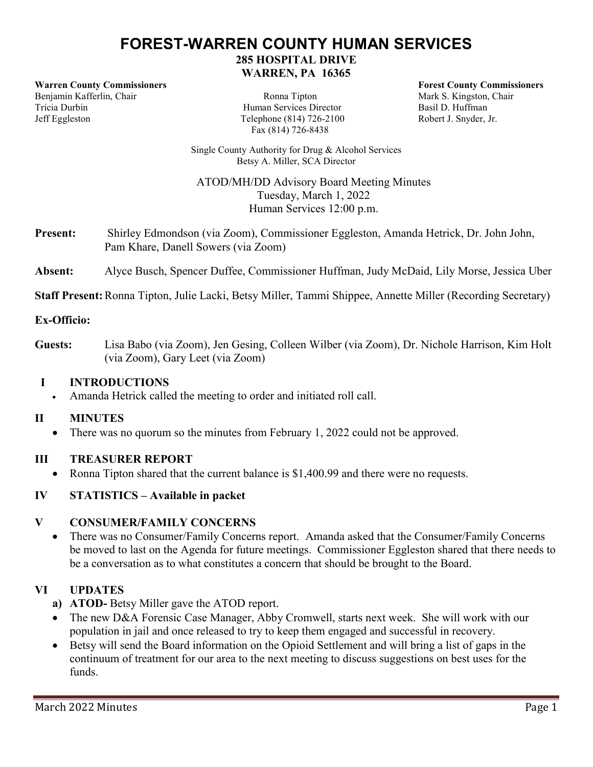# FOREST-WARREN COUNTY HUMAN SERVICES

**285 HOSPITAL DRIVE**
**WARREN, PA 16365**

**Warren County Commissioners**
Benjamin Kafferlin, Chair
Tricia Durbin
Jeff Eggleston

Ronna Tipton
Human Services Director
Telephone (814) 726-2100
Fax (814) 726-8438

**Forest County Commissioners**
Mark S. Kingston, Chair
Basil D. Huffman
Robert J. Snyder, Jr.

Single County Authority for Drug & Alcohol Services
Betsy A. Miller, SCA Director

ATOD/MH/DD Advisory Board Meeting Minutes
Tuesday, March 1, 2022
Human Services 12:00 p.m.

**Present:** Shirley Edmondson (via Zoom), Commissioner Eggleston, Amanda Hetrick, Dr. John John, Pam Khare, Danell Sowers (via Zoom)

**Absent:** Alyce Busch, Spencer Duffee, Commissioner Huffman, Judy McDaid, Lily Morse, Jessica Uber

**Staff Present:** Ronna Tipton, Julie Lacki, Betsy Miller, Tammi Shippee, Annette Miller (Recording Secretary)

**Ex-Officio:**

**Guests:** Lisa Babo (via Zoom), Jen Gesing, Colleen Wilber (via Zoom), Dr. Nichole Harrison, Kim Holt (via Zoom), Gary Leet (via Zoom)

## I INTRODUCTIONS

- Amanda Hetrick called the meeting to order and initiated roll call.

## II MINUTES

- There was no quorum so the minutes from February 1, 2022 could not be approved.

## III TREASURER REPORT

- Ronna Tipton shared that the current balance is $1,400.99 and there were no requests.

## IV STATISTICS – Available in packet

## V CONSUMER/FAMILY CONCERNS

- There was no Consumer/Family Concerns report. Amanda asked that the Consumer/Family Concerns be moved to last on the Agenda for future meetings. Commissioner Eggleston shared that there needs to be a conversation as to what constitutes a concern that should be brought to the Board.

## VI UPDATES

**a) ATOD-** Betsy Miller gave the ATOD report.

- The new D&A Forensic Case Manager, Abby Cromwell, starts next week. She will work with our population in jail and once released to try to keep them engaged and successful in recovery.
- Betsy will send the Board information on the Opioid Settlement and will bring a list of gaps in the continuum of treatment for our area to the next meeting to discuss suggestions on best uses for the funds.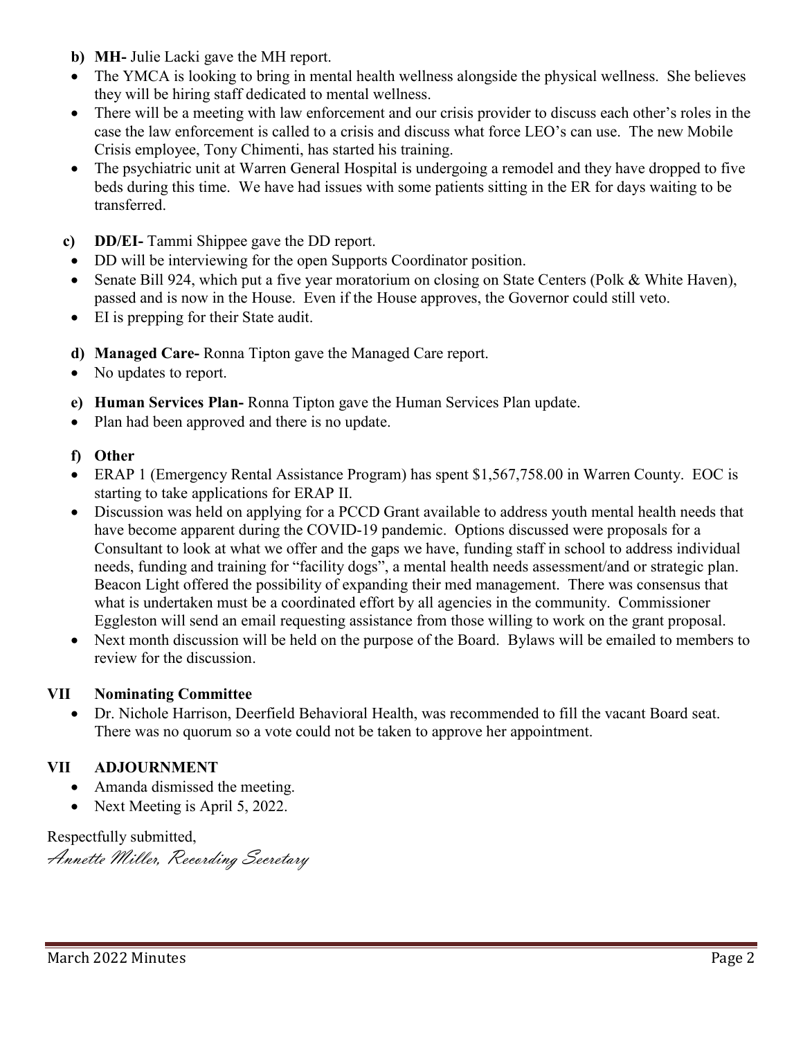**b) MH-** Julie Lacki gave the MH report.

- The YMCA is looking to bring in mental health wellness alongside the physical wellness. She believes they will be hiring staff dedicated to mental wellness.
- There will be a meeting with law enforcement and our crisis provider to discuss each other's roles in the case the law enforcement is called to a crisis and discuss what force LEO's can use. The new Mobile Crisis employee, Tony Chimenti, has started his training.
- The psychiatric unit at Warren General Hospital is undergoing a remodel and they have dropped to five beds during this time. We have had issues with some patients sitting in the ER for days waiting to be transferred.

**c) DD/EI-** Tammi Shippee gave the DD report.

- DD will be interviewing for the open Supports Coordinator position.
- Senate Bill 924, which put a five year moratorium on closing on State Centers (Polk & White Haven), passed and is now in the House. Even if the House approves, the Governor could still veto.
- EI is prepping for their State audit.

**d) Managed Care-** Ronna Tipton gave the Managed Care report.

- No updates to report.

**e) Human Services Plan-** Ronna Tipton gave the Human Services Plan update.

- Plan had been approved and there is no update.

**f) Other**

- ERAP 1 (Emergency Rental Assistance Program) has spent $1,567,758.00 in Warren County. EOC is starting to take applications for ERAP II.
- Discussion was held on applying for a PCCD Grant available to address youth mental health needs that have become apparent during the COVID-19 pandemic. Options discussed were proposals for a Consultant to look at what we offer and the gaps we have, funding staff in school to address individual needs, funding and training for "facility dogs", a mental health needs assessment/and or strategic plan. Beacon Light offered the possibility of expanding their med management. There was consensus that what is undertaken must be a coordinated effort by all agencies in the community. Commissioner Eggleston will send an email requesting assistance from those willing to work on the grant proposal.
- Next month discussion will be held on the purpose of the Board. Bylaws will be emailed to members to review for the discussion.

## VII Nominating Committee

- Dr. Nichole Harrison, Deerfield Behavioral Health, was recommended to fill the vacant Board seat. There was no quorum so a vote could not be taken to approve her appointment.

## VII ADJOURNMENT

- Amanda dismissed the meeting.
- Next Meeting is April 5, 2022.

Respectfully submitted,

*Annette Miller, Recording Secretary*